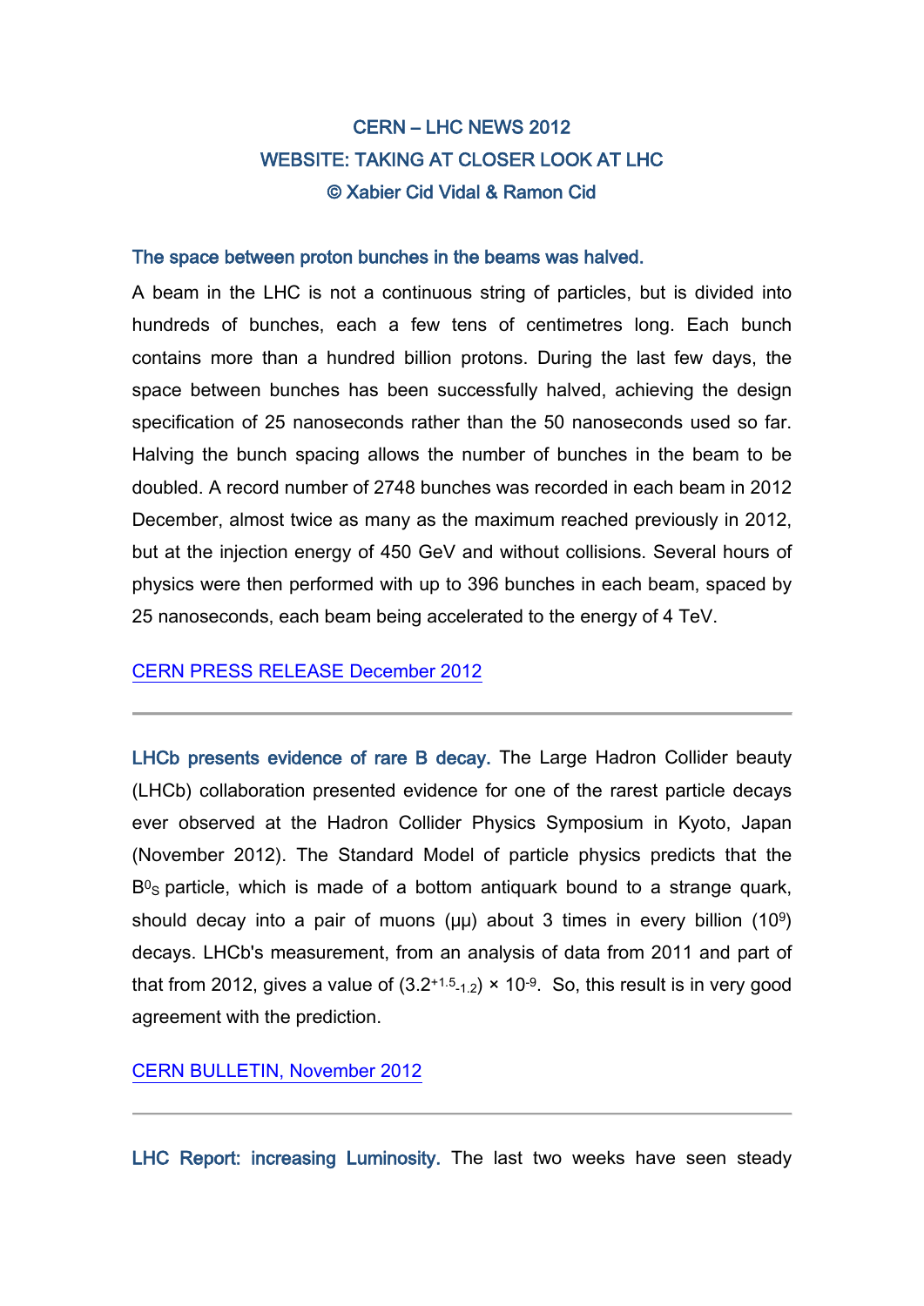# CERN – LHC NEWS 2012

## WEBSITE: TAKING AT CLOSER LOOK AT LHC

### © Xabier Cid Vidal & Ramon Cid

**The space between proton bunches in the beams was halved.**

A beam in the LHC is not a continuous string of particles, but is divided into hundreds of bunches, each a few tens of centimetres long. Each bunch contains more than a hundred billion protons. During the last few days, the space between bunches has been successfully halved, achieving the design specification of 25 nanoseconds rather than the 50 nanoseconds used so far. Halving the bunch spacing allows the number of bunches in the beam to be doubled. A record number of 2748 bunches was recorded in each beam in 2012 December, almost twice as many as the maximum reached previously in 2012, but at the injection energy of 450 GeV and without collisions. Several hours of physics were then performed with up to 396 bunches in each beam, spaced by 25 nanoseconds, each beam being accelerated to the energy of 4 TeV.

CERN PRESS RELEASE December 2012

---

**LHCb presents evidence of rare B decay.** The Large Hadron Collider beauty (LHCb) collaboration presented evidence for one of the rarest particle decays ever observed at the Hadron Collider Physics Symposium in Kyoto, Japan (November 2012). The Standard Model of particle physics predicts that the $B^0_S$ particle, which is made of a bottom antiquark bound to a strange quark, should decay into a pair of muons (μμ) about 3 times in every billion ($10^9$) decays. LHCb's measurement, from an analysis of data from 2011 and part of that from 2012, gives a value of $(3.2^{+1.5}_{-1.2}) \times 10^{-9}$. So, this result is in very good agreement with the prediction.

CERN BULLETIN, November 2012

---

**LHC Report: increasing Luminosity.** The last two weeks have seen steady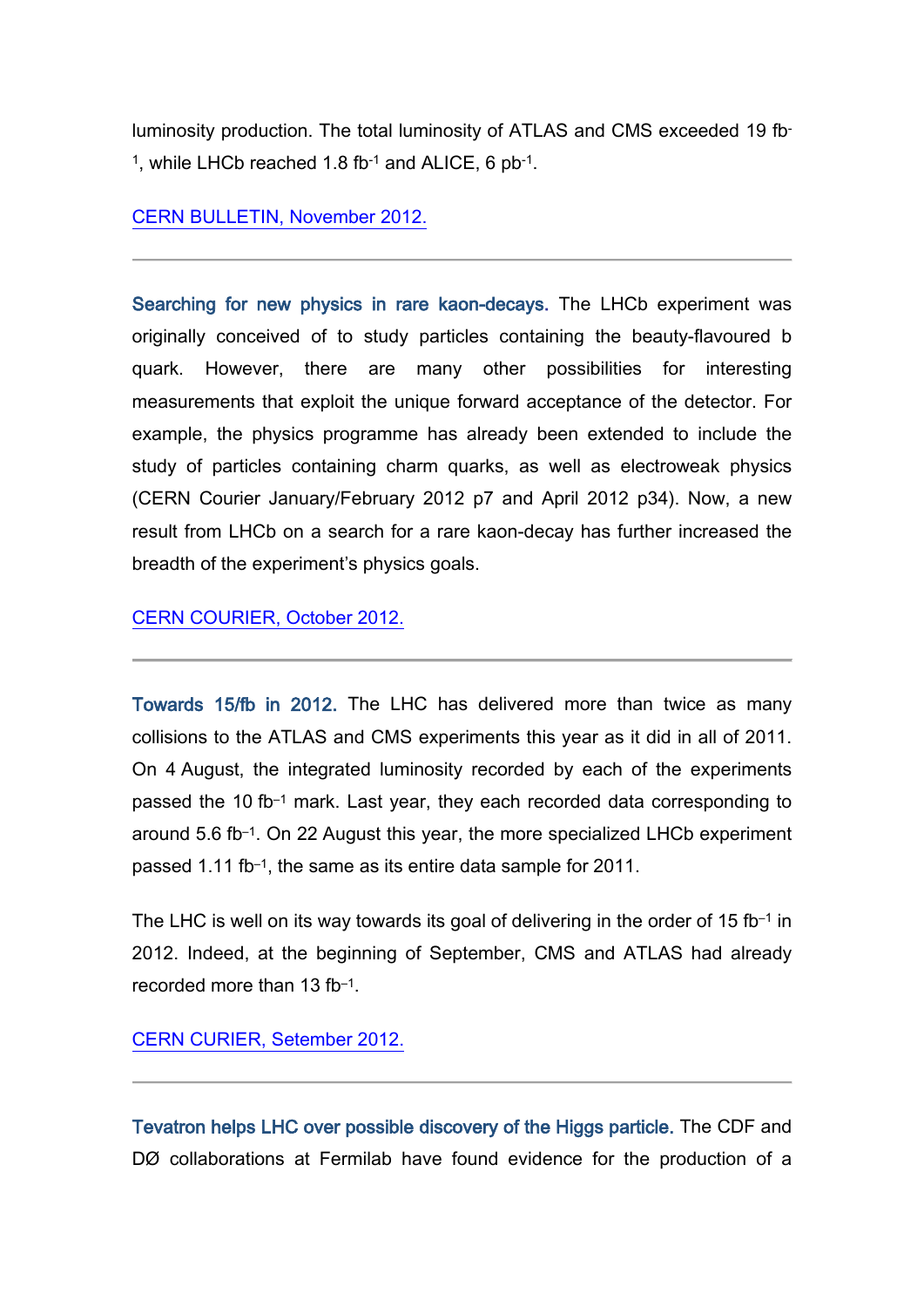luminosity production. The total luminosity of ATLAS and CMS exceeded 19 $fb^{-1}$, while LHCb reached 1.8 $fb^{-1}$ and ALICE, 6 $pb^{-1}$.

CERN BULLETIN, November 2012.

---

**Searching for new physics in rare kaon-decays.** The LHCb experiment was originally conceived of to study particles containing the beauty-flavoured b quark. However, there are many other possibilities for interesting measurements that exploit the unique forward acceptance of the detector. For example, the physics programme has already been extended to include the study of particles containing charm quarks, as well as electroweak physics (CERN Courier January/February 2012 p7 and April 2012 p34). Now, a new result from LHCb on a search for a rare kaon-decay has further increased the breadth of the experiment's physics goals.

CERN COURIER, October 2012.

---

**Towards 15/fb in 2012.** The LHC has delivered more than twice as many collisions to the ATLAS and CMS experiments this year as it did in all of 2011. On 4 August, the integrated luminosity recorded by each of the experiments passed the 10 $fb^{-1}$ mark. Last year, they each recorded data corresponding to around 5.6 $fb^{-1}$. On 22 August this year, the more specialized LHCb experiment passed 1.11 $fb^{-1}$, the same as its entire data sample for 2011.

The LHC is well on its way towards its goal of delivering in the order of 15 $fb^{-1}$ in 2012. Indeed, at the beginning of September, CMS and ATLAS had already recorded more than 13 $fb^{-1}$.

CERN CURIER, Setember 2012.

---

**Tevatron helps LHC over possible discovery of the Higgs particle.** The CDF and DØ collaborations at Fermilab have found evidence for the production of a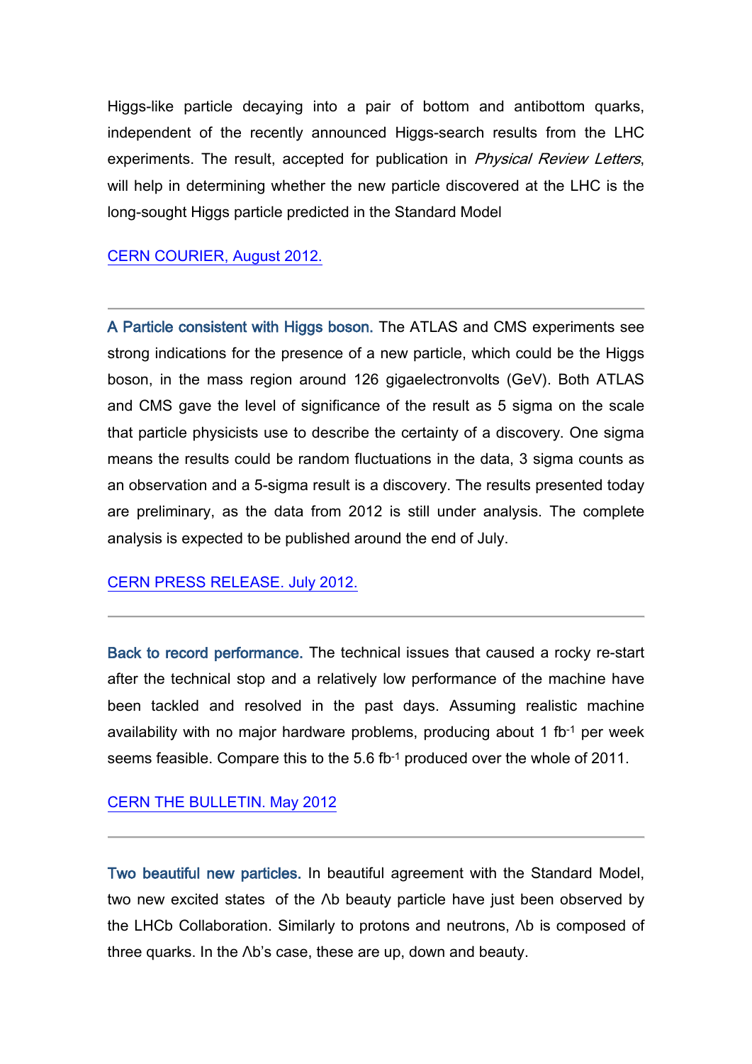Higgs-like particle decaying into a pair of bottom and antibottom quarks, independent of the recently announced Higgs-search results from the LHC experiments. The result, accepted for publication in *Physical Review Letters*, will help in determining whether the new particle discovered at the LHC is the long-sought Higgs particle predicted in the Standard Model

CERN COURIER, August 2012.

---

**A Particle consistent with Higgs boson.** The ATLAS and CMS experiments see strong indications for the presence of a new particle, which could be the Higgs boson, in the mass region around 126 gigaelectronvolts (GeV). Both ATLAS and CMS gave the level of significance of the result as 5 sigma on the scale that particle physicists use to describe the certainty of a discovery. One sigma means the results could be random fluctuations in the data, 3 sigma counts as an observation and a 5-sigma result is a discovery. The results presented today are preliminary, as the data from 2012 is still under analysis. The complete analysis is expected to be published around the end of July.

CERN PRESS RELEASE. July 2012.

---

**Back to record performance.** The technical issues that caused a rocky re-start after the technical stop and a relatively low performance of the machine have been tackled and resolved in the past days. Assuming realistic machine availability with no major hardware problems, producing about 1 $fb^{-1}$ per week seems feasible. Compare this to the 5.6 $fb^{-1}$ produced over the whole of 2011.

CERN THE BULLETIN. May 2012

---

**Two beautiful new particles.** In beautiful agreement with the Standard Model, two new excited states of the Λb beauty particle have just been observed by the LHCb Collaboration. Similarly to protons and neutrons, Λb is composed of three quarks. In the Λb's case, these are up, down and beauty.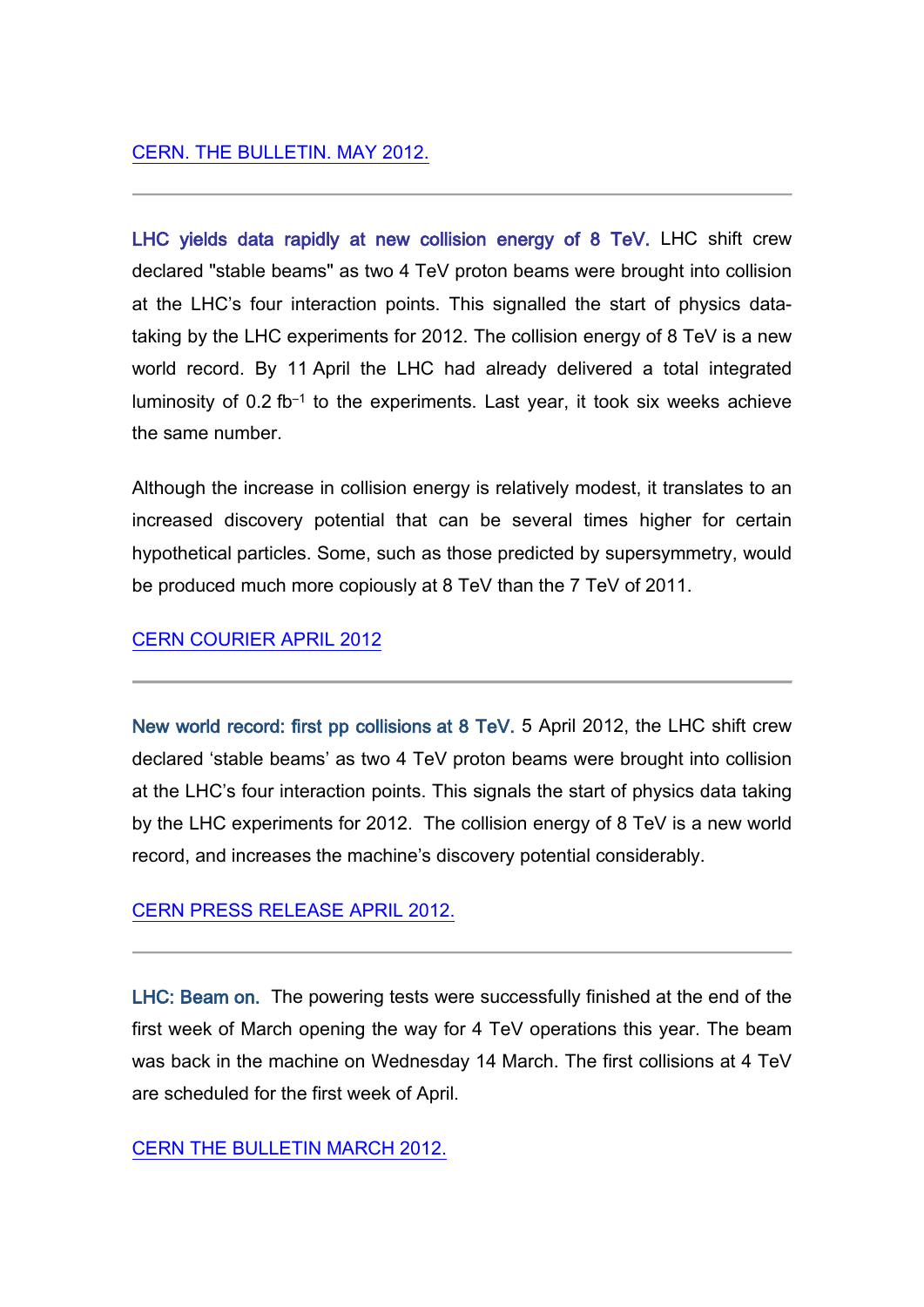[CERN. THE BULLETIN. MAY 2012.]

---

**LHC yields data rapidly at new collision energy of 8 TeV.** LHC shift crew declared "stable beams" as two 4 TeV proton beams were brought into collision at the LHC's four interaction points. This signalled the start of physics data-taking by the LHC experiments for 2012. The collision energy of 8 TeV is a new world record. By 11 April the LHC had already delivered a total integrated luminosity of 0.2 $fb^{-1}$ to the experiments. Last year, it took six weeks achieve the same number.

Although the increase in collision energy is relatively modest, it translates to an increased discovery potential that can be several times higher for certain hypothetical particles. Some, such as those predicted by supersymmetry, would be produced much more copiously at 8 TeV than the 7 TeV of 2011.

[CERN COURIER APRIL 2012]

---

**New world record: first pp collisions at 8 TeV.** 5 April 2012, the LHC shift crew declared 'stable beams' as two 4 TeV proton beams were brought into collision at the LHC's four interaction points. This signals the start of physics data taking by the LHC experiments for 2012. The collision energy of 8 TeV is a new world record, and increases the machine's discovery potential considerably.

[CERN PRESS RELEASE APRIL 2012.]

---

**LHC: Beam on.** The powering tests were successfully finished at the end of the first week of March opening the way for 4 TeV operations this year. The beam was back in the machine on Wednesday 14 March. The first collisions at 4 TeV are scheduled for the first week of April.

[CERN THE BULLETIN MARCH 2012.]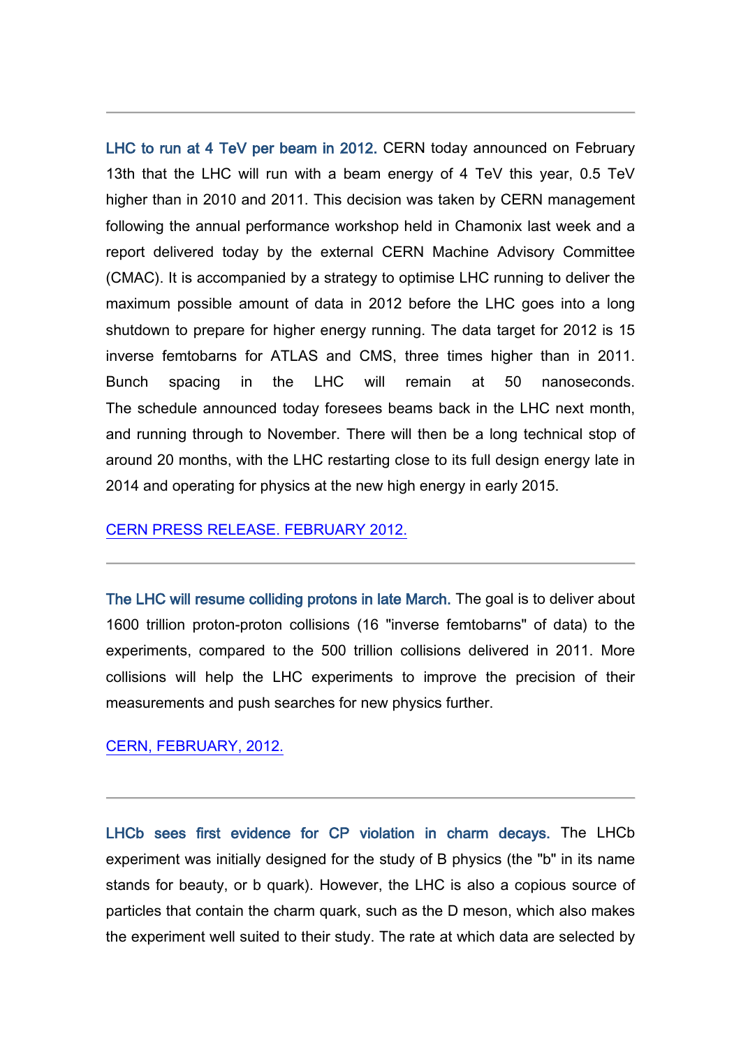---

**LHC to run at 4 TeV per beam in 2012.** CERN today announced on February 13th that the LHC will run with a beam energy of 4 TeV this year, 0.5 TeV higher than in 2010 and 2011. This decision was taken by CERN management following the annual performance workshop held in Chamonix last week and a report delivered today by the external CERN Machine Advisory Committee (CMAC). It is accompanied by a strategy to optimise LHC running to deliver the maximum possible amount of data in 2012 before the LHC goes into a long shutdown to prepare for higher energy running. The data target for 2012 is 15 inverse femtobarns for ATLAS and CMS, three times higher than in 2011. Bunch spacing in the LHC will remain at 50 nanoseconds. The schedule announced today foresees beams back in the LHC next month, and running through to November. There will then be a long technical stop of around 20 months, with the LHC restarting close to its full design energy late in 2014 and operating for physics at the new high energy in early 2015.

CERN PRESS RELEASE. FEBRUARY 2012.

---

**The LHC will resume colliding protons in late March.** The goal is to deliver about 1600 trillion proton-proton collisions (16 "inverse femtobarns" of data) to the experiments, compared to the 500 trillion collisions delivered in 2011. More collisions will help the LHC experiments to improve the precision of their measurements and push searches for new physics further.

CERN, FEBRUARY, 2012.

---

**LHCb sees first evidence for CP violation in charm decays.** The LHCb experiment was initially designed for the study of B physics (the "b" in its name stands for beauty, or b quark). However, the LHC is also a copious source of particles that contain the charm quark, such as the D meson, which also makes the experiment well suited to their study. The rate at which data are selected by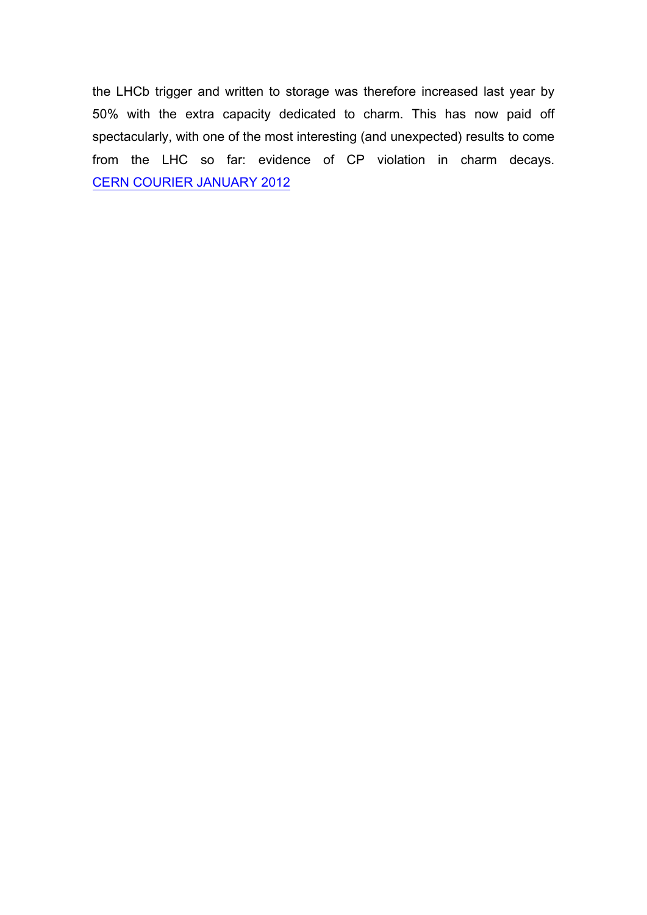the LHCb trigger and written to storage was therefore increased last year by 50% with the extra capacity dedicated to charm. This has now paid off spectacularly, with one of the most interesting (and unexpected) results to come from the LHC so far: evidence of CP violation in charm decays. CERN COURIER JANUARY 2012